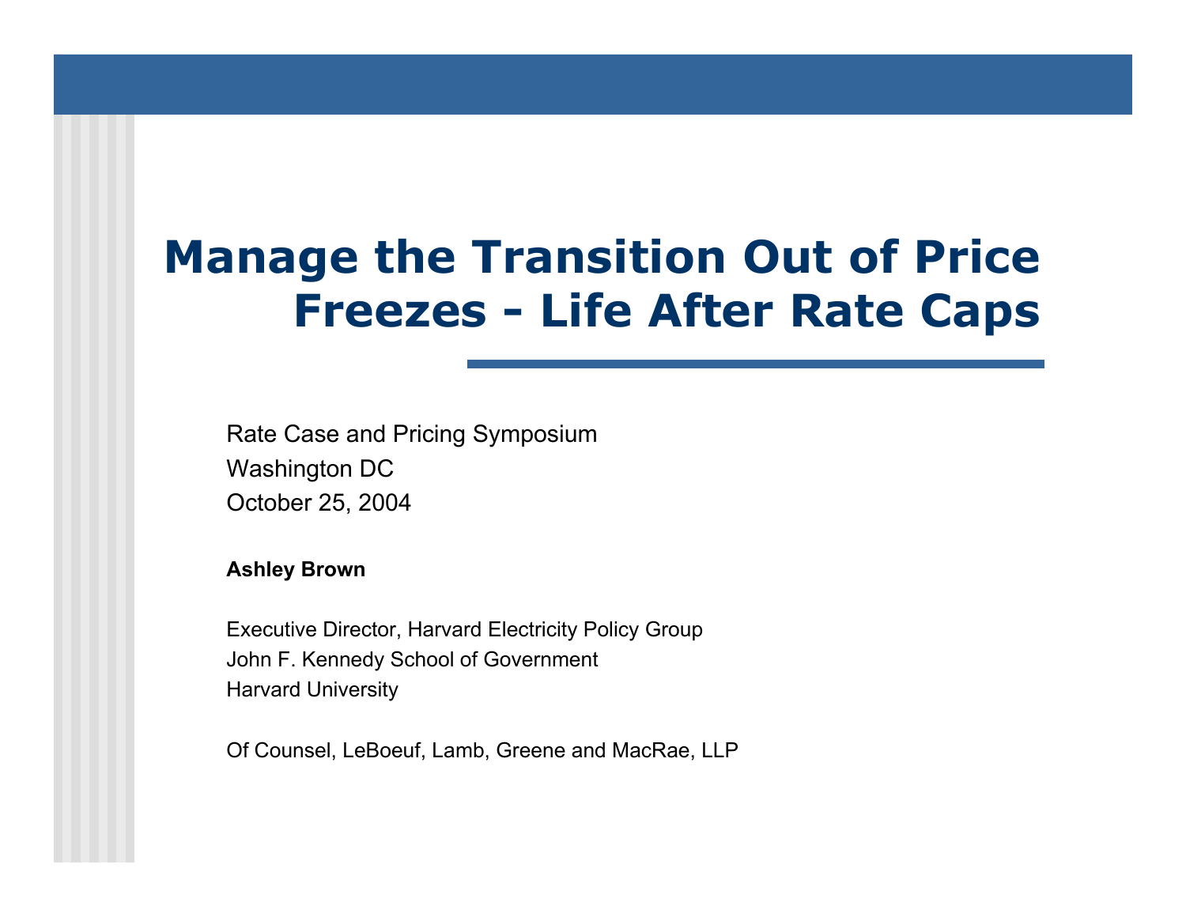# Manage the Transition Out of Price Freezes - Life After Rate Caps

Rate Case and Pricing Symposium
Washington DC
October 25, 2004

**Ashley Brown**

Executive Director, Harvard Electricity Policy Group
John F. Kennedy School of Government
Harvard University

Of Counsel, LeBoeuf, Lamb, Greene and MacRae, LLP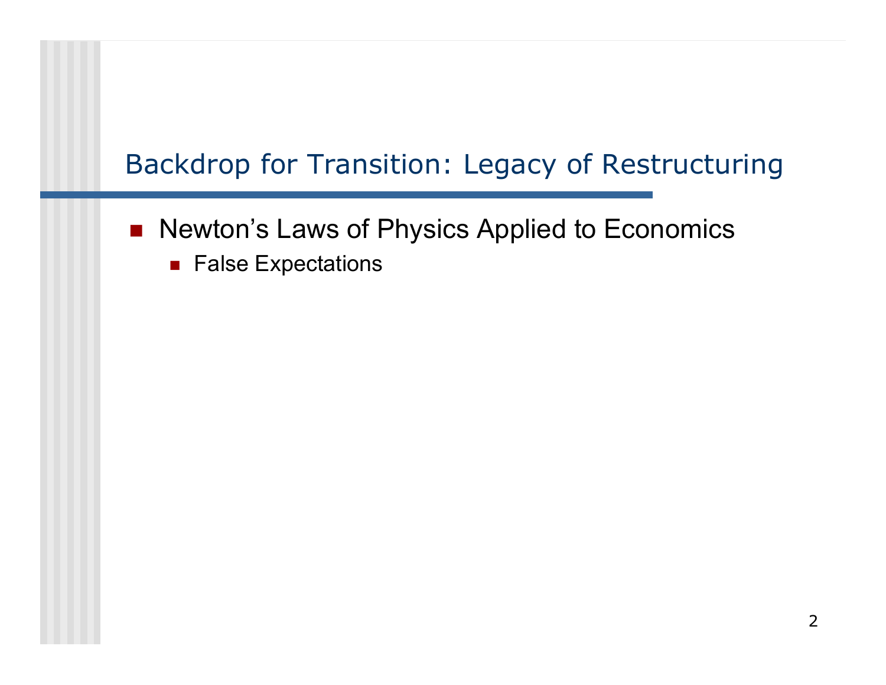## Backdrop for Transition: Legacy of Restructuring

- Newton's Laws of Physics Applied to Economics
  - False Expectations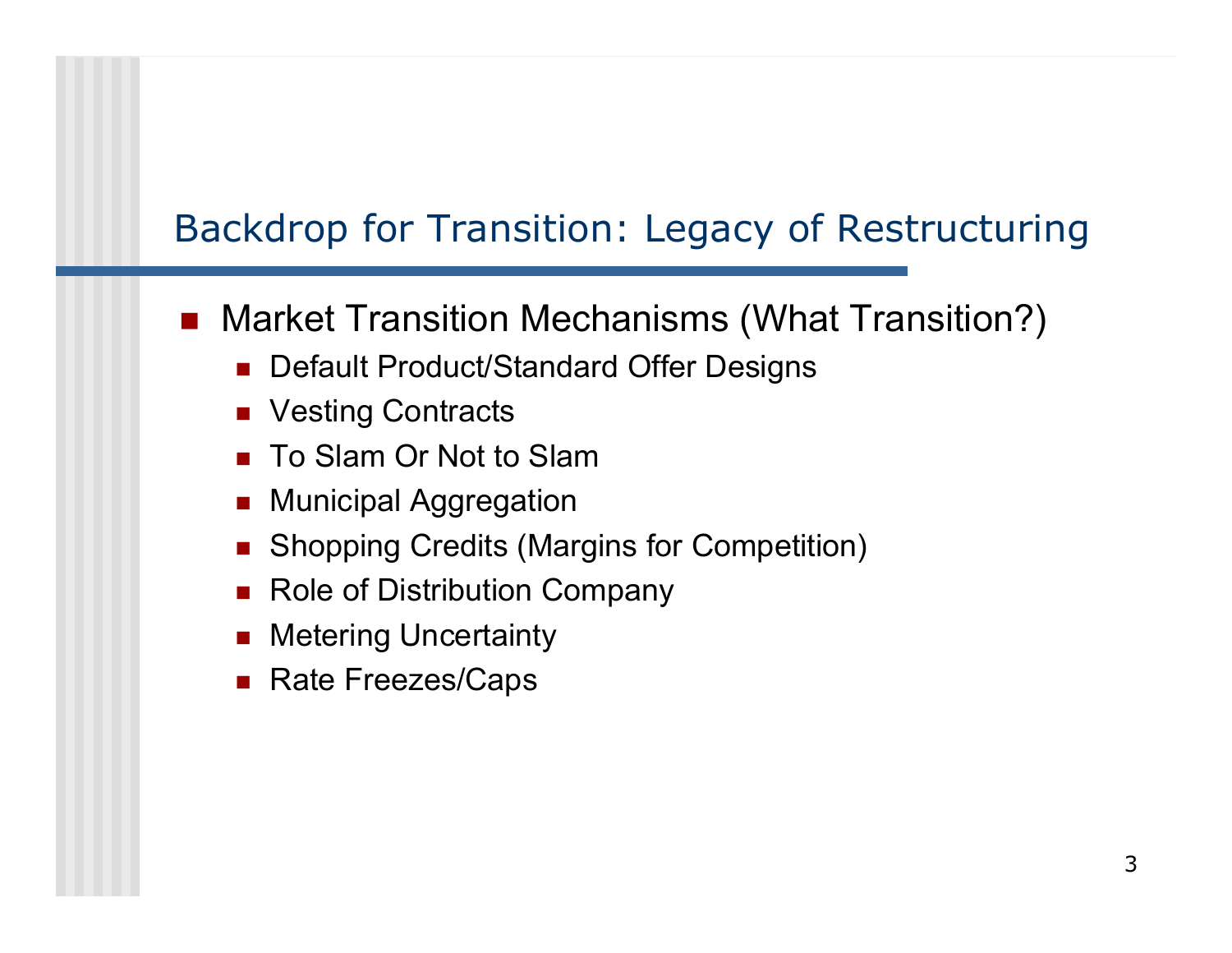# Backdrop for Transition: Legacy of Restructuring

- Market Transition Mechanisms (What Transition?)
  - Default Product/Standard Offer Designs
  - Vesting Contracts
  - To Slam Or Not to Slam
  - Municipal Aggregation
  - Shopping Credits (Margins for Competition)
  - Role of Distribution Company
  - Metering Uncertainty
  - Rate Freezes/Caps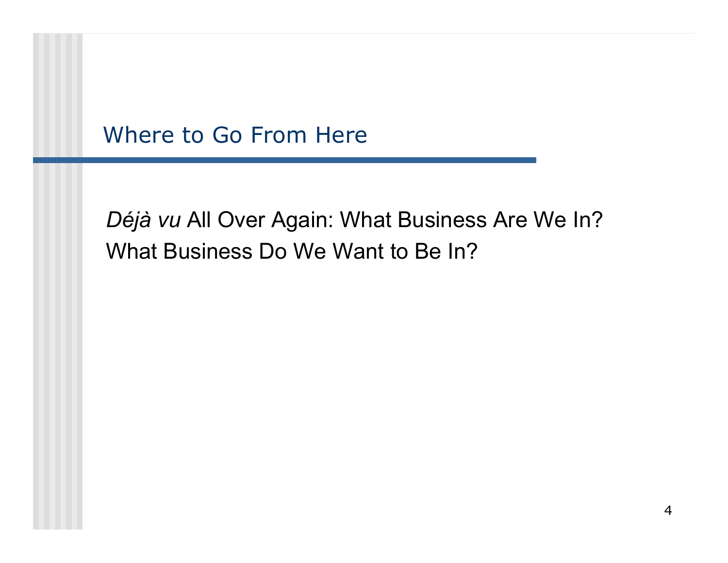## Where to Go From Here

*Déjà vu* All Over Again: What Business Are We In?

What Business Do We Want to Be In?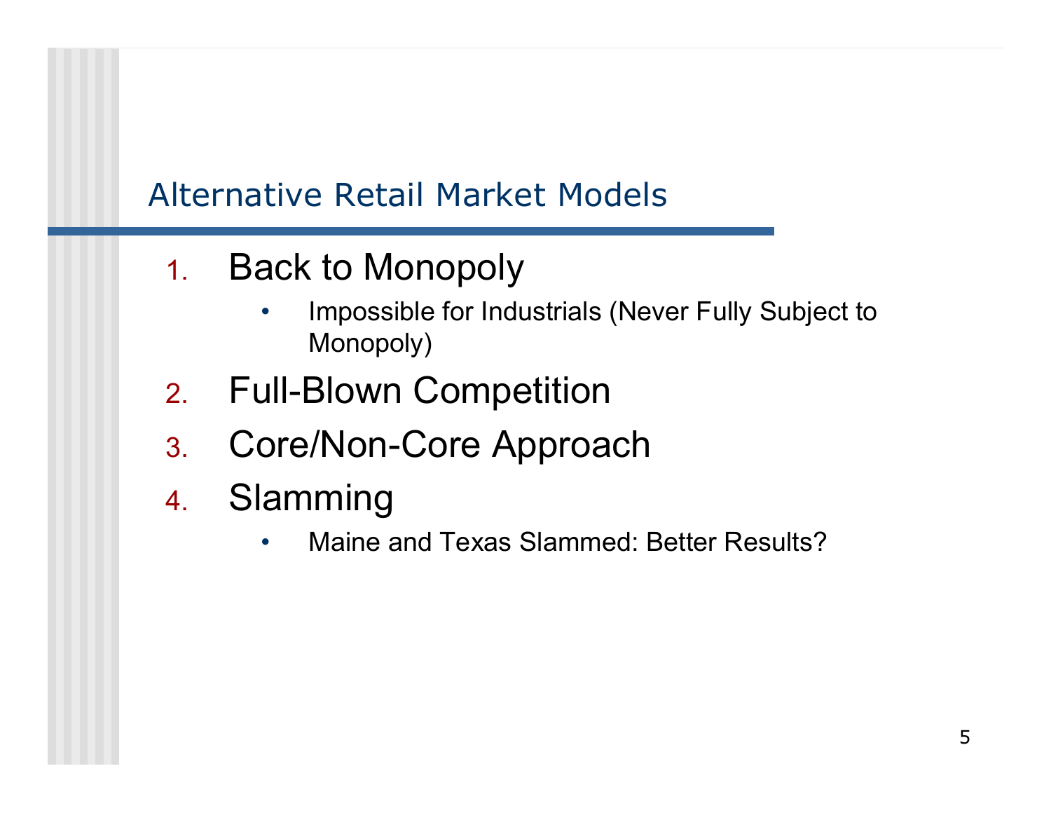# Alternative Retail Market Models

1. Back to Monopoly
   - Impossible for Industrials (Never Fully Subject to Monopoly)
2. Full-Blown Competition
3. Core/Non-Core Approach
4. Slamming
   - Maine and Texas Slammed: Better Results?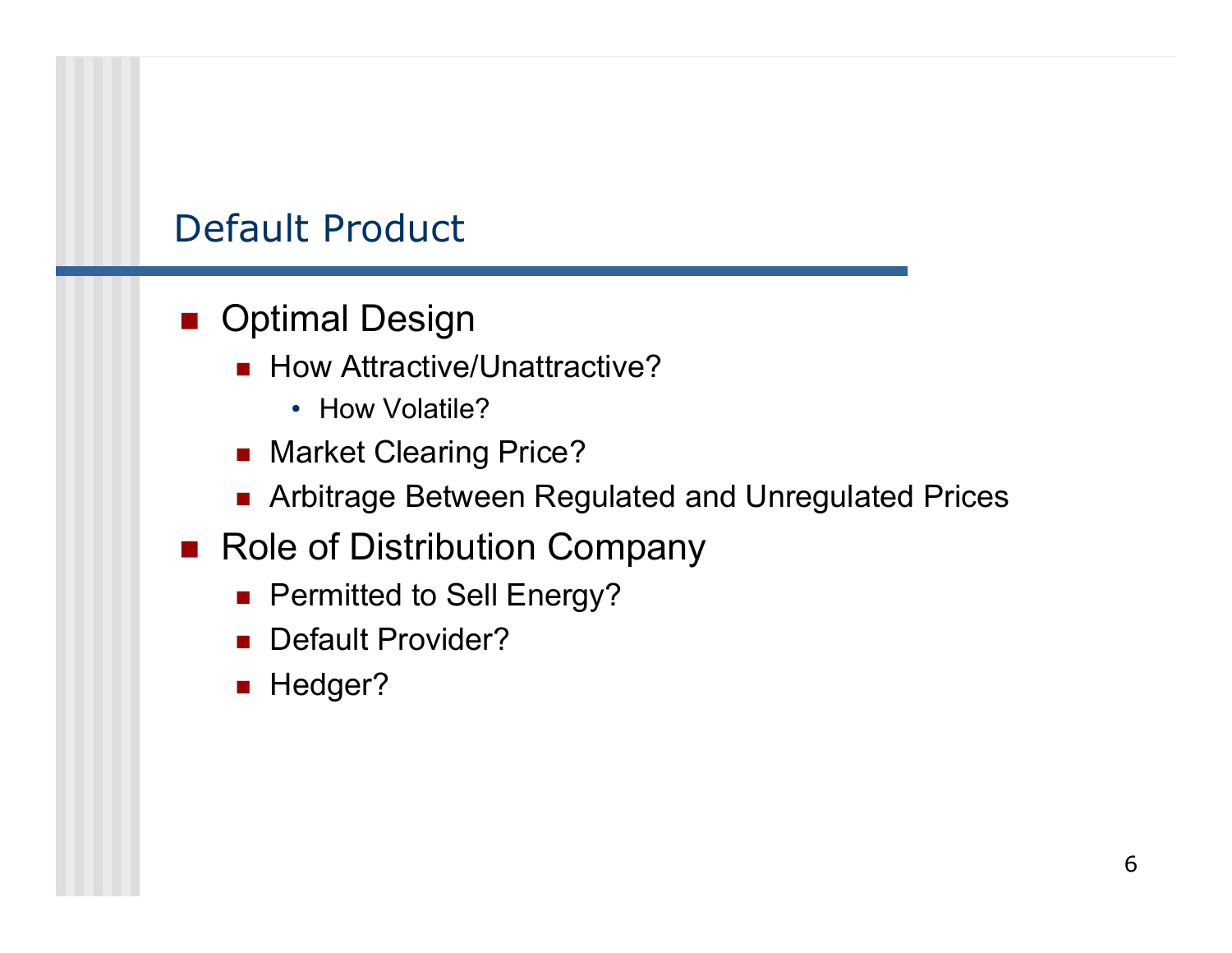# Default Product

- Optimal Design
  - How Attractive/Unattractive?
    - How Volatile?
  - Market Clearing Price?
  - Arbitrage Between Regulated and Unregulated Prices
- Role of Distribution Company
  - Permitted to Sell Energy?
  - Default Provider?
  - Hedger?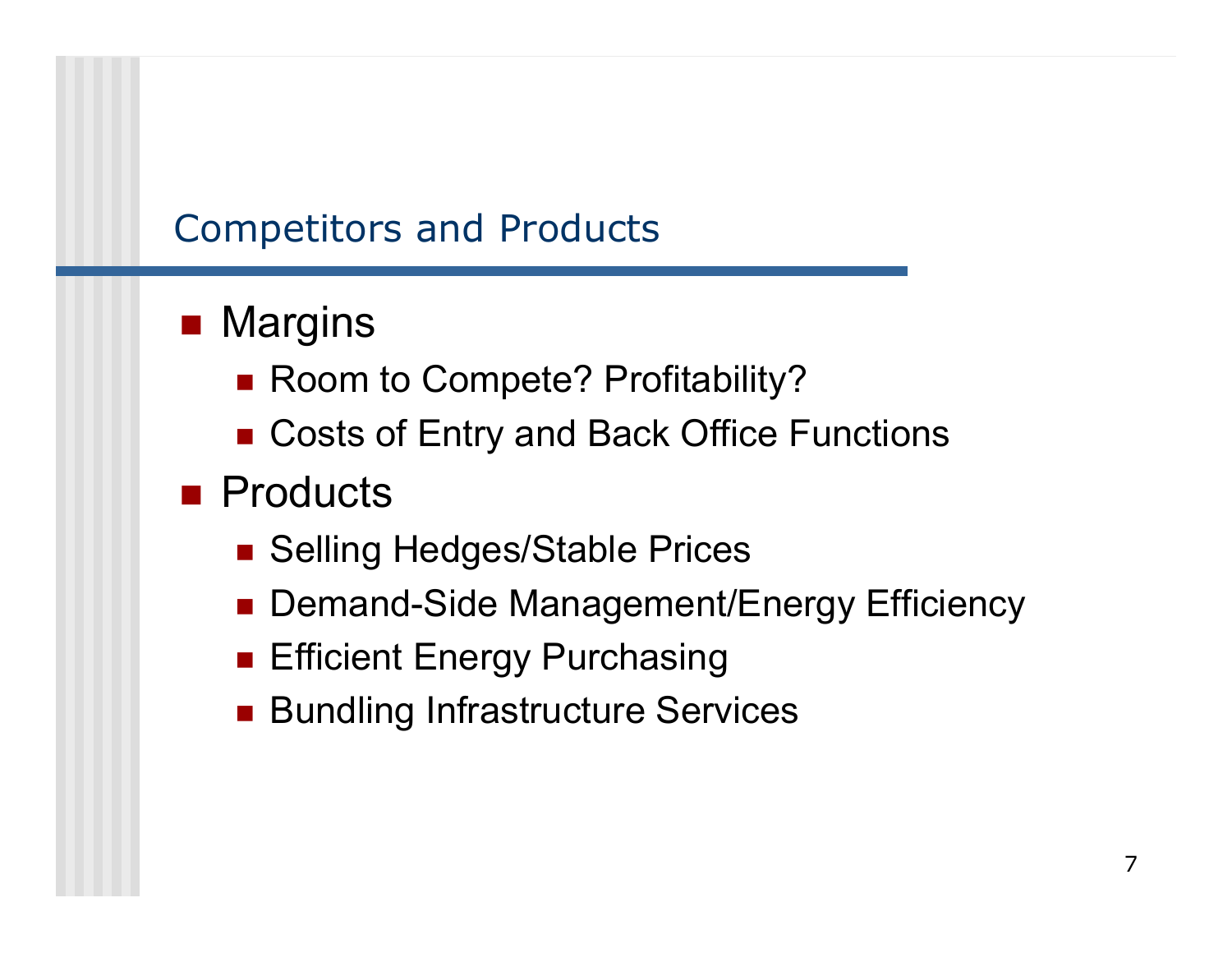## Competitors and Products

- Margins
  - Room to Compete? Profitability?
  - Costs of Entry and Back Office Functions
- Products
  - Selling Hedges/Stable Prices
  - Demand-Side Management/Energy Efficiency
  - Efficient Energy Purchasing
  - Bundling Infrastructure Services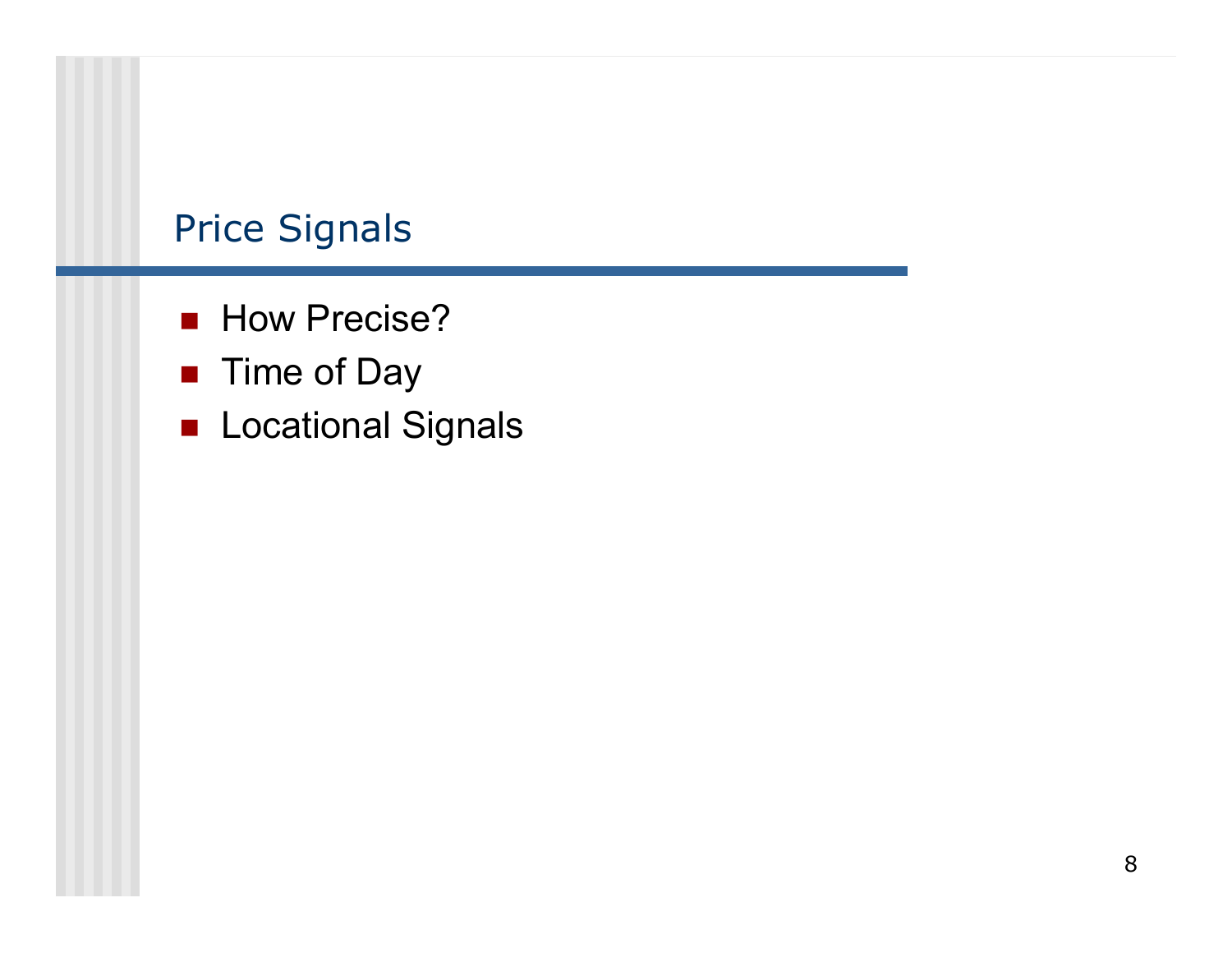## Price Signals

- How Precise?
- Time of Day
- Locational Signals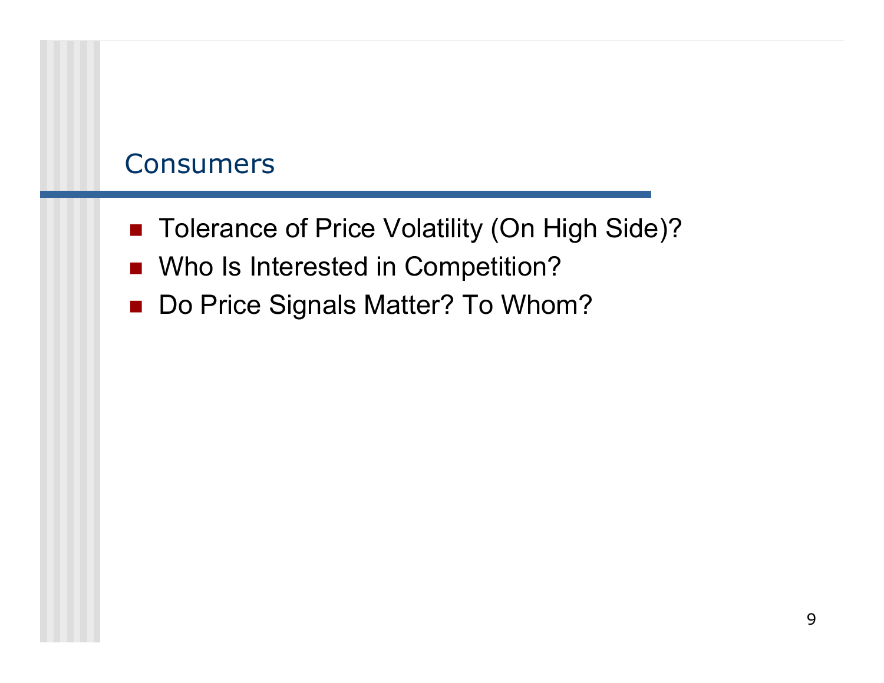## Consumers

- Tolerance of Price Volatility (On High Side)?
- Who Is Interested in Competition?
- Do Price Signals Matter? To Whom?